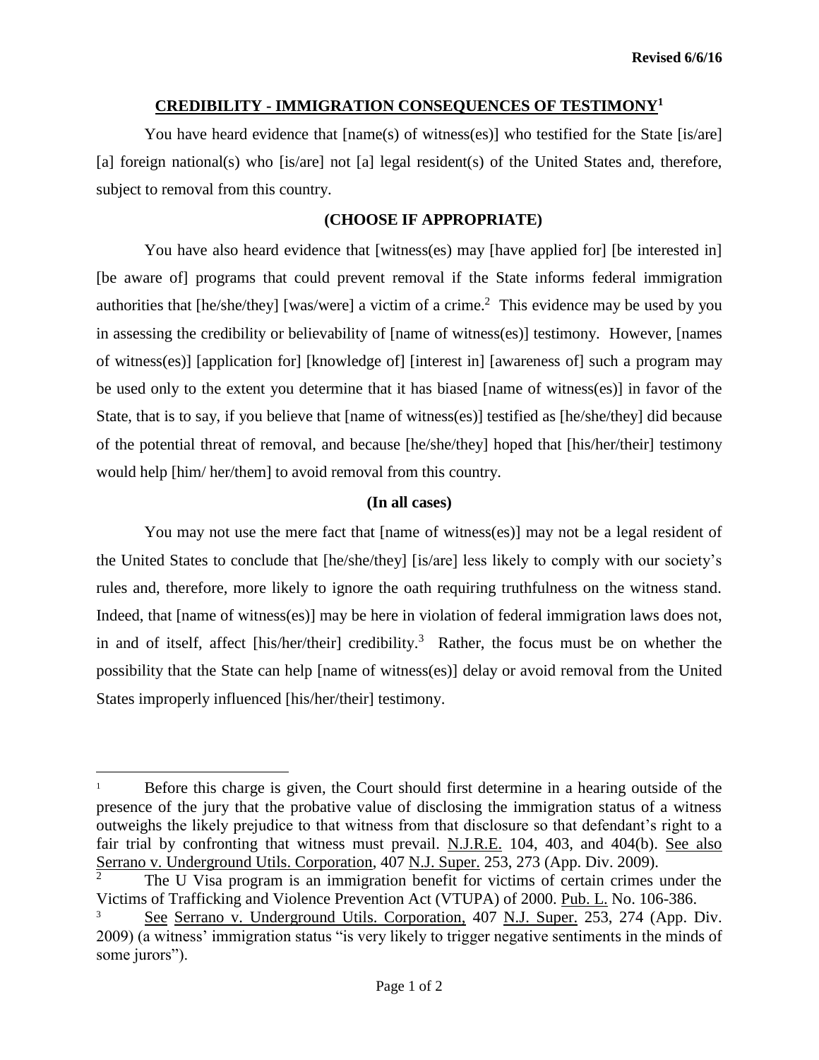**Revised 6/6/16**

## CREDIBILITY - IMMIGRATION CONSEQUENCES OF TESTIMONY[1]

You have heard evidence that [name(s) of witness(es)] who testified for the State [is/are] [a] foreign national(s) who [is/are] not [a] legal resident(s) of the United States and, therefore, subject to removal from this country.

**(CHOOSE IF APPROPRIATE)**

You have also heard evidence that [witness(es) may [have applied for] [be interested in] [be aware of] programs that could prevent removal if the State informs federal immigration authorities that [he/she/they] [was/were] a victim of a crime.[2] This evidence may be used by you in assessing the credibility or believability of [name of witness(es)] testimony. However, [names of witness(es)] [application for] [knowledge of] [interest in] [awareness of] such a program may be used only to the extent you determine that it has biased [name of witness(es)] in favor of the State, that is to say, if you believe that [name of witness(es)] testified as [he/she/they] did because of the potential threat of removal, and because [he/she/they] hoped that [his/her/their] testimony would help [him/ her/them] to avoid removal from this country.

**(In all cases)**

You may not use the mere fact that [name of witness(es)] may not be a legal resident of the United States to conclude that [he/she/they] [is/are] less likely to comply with our society's rules and, therefore, more likely to ignore the oath requiring truthfulness on the witness stand. Indeed, that [name of witness(es)] may be here in violation of federal immigration laws does not, in and of itself, affect [his/her/their] credibility.[3] Rather, the focus must be on whether the possibility that the State can help [name of witness(es)] delay or avoid removal from the United States improperly influenced [his/her/their] testimony.

---

[1] Before this charge is given, the Court should first determine in a hearing outside of the presence of the jury that the probative value of disclosing the immigration status of a witness outweighs the likely prejudice to that witness from that disclosure so that defendant's right to a fair trial by confronting that witness must prevail. N.J.R.E. 104, 403, and 404(b). See also Serrano v. Underground Utils. Corporation, 407 N.J. Super. 253, 273 (App. Div. 2009).

[2] The U Visa program is an immigration benefit for victims of certain crimes under the Victims of Trafficking and Violence Prevention Act (VTUPA) of 2000. Pub. L. No. 106-386.

[3] See Serrano v. Underground Utils. Corporation, 407 N.J. Super. 253, 274 (App. Div. 2009) (a witness' immigration status "is very likely to trigger negative sentiments in the minds of some jurors").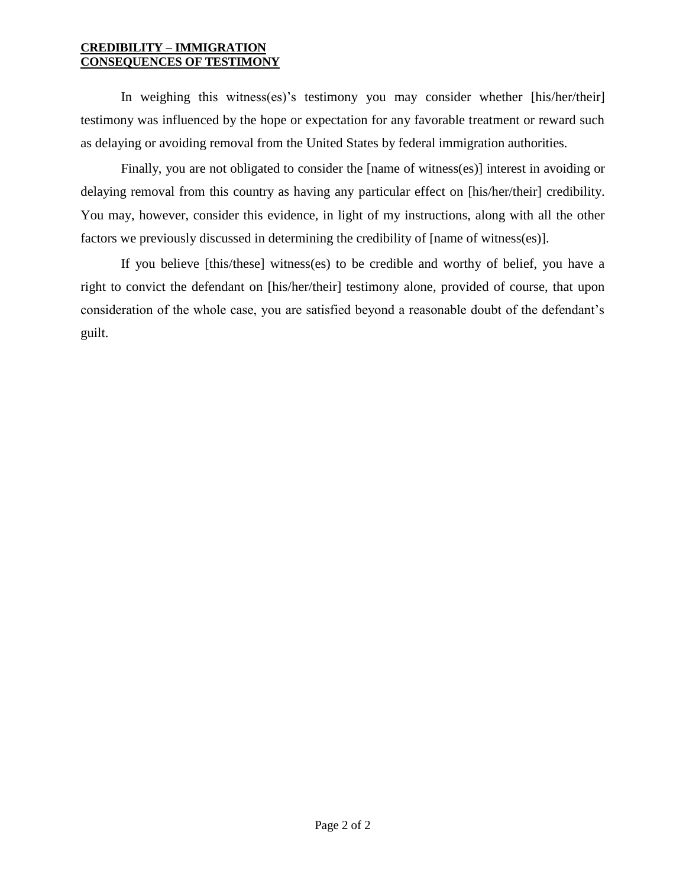**CREDIBILITY – IMMIGRATION CONSEQUENCES OF TESTIMONY**

In weighing this witness(es)'s testimony you may consider whether [his/her/their] testimony was influenced by the hope or expectation for any favorable treatment or reward such as delaying or avoiding removal from the United States by federal immigration authorities.

Finally, you are not obligated to consider the [name of witness(es)] interest in avoiding or delaying removal from this country as having any particular effect on [his/her/their] credibility. You may, however, consider this evidence, in light of my instructions, along with all the other factors we previously discussed in determining the credibility of [name of witness(es)].

If you believe [this/these] witness(es) to be credible and worthy of belief, you have a right to convict the defendant on [his/her/their] testimony alone, provided of course, that upon consideration of the whole case, you are satisfied beyond a reasonable doubt of the defendant's guilt.